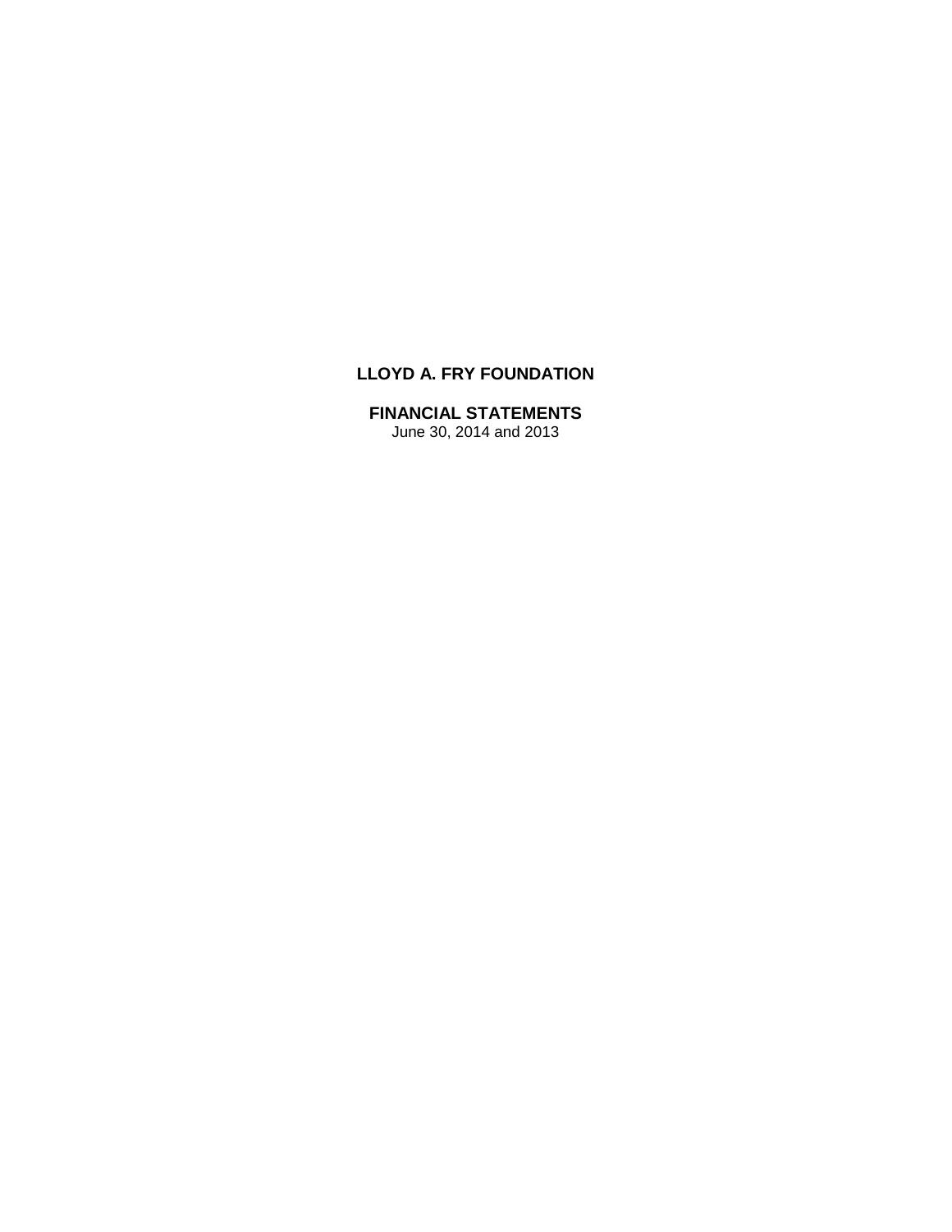# LLOYD A. FRY FOUNDATION

## FINANCIAL STATEMENTS

June 30, 2014 and 2013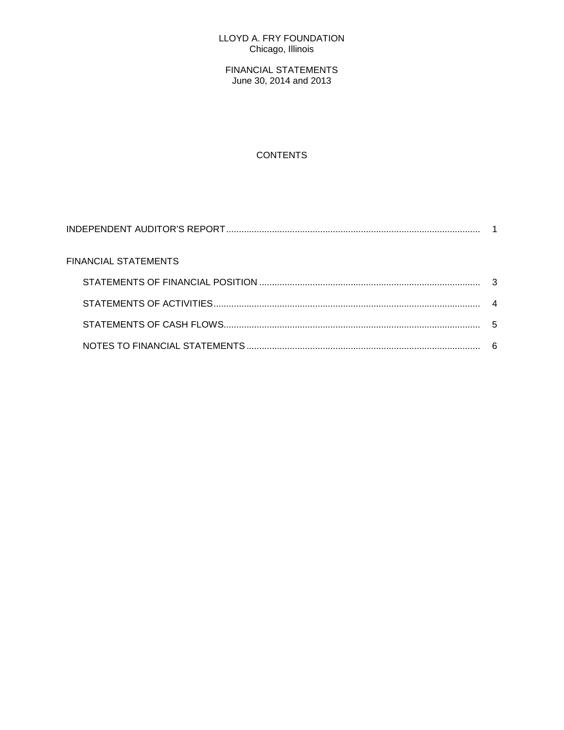# LLOYD A. FRY FOUNDATION
Chicago, Illinois

FINANCIAL STATEMENTS
June 30, 2014 and 2013

## CONTENTS

| | |
|---|---|
| INDEPENDENT AUDITOR'S REPORT | 1 |
| FINANCIAL STATEMENTS | |
| STATEMENTS OF FINANCIAL POSITION | 3 |
| STATEMENTS OF ACTIVITIES | 4 |
| STATEMENTS OF CASH FLOWS | 5 |
| NOTES TO FINANCIAL STATEMENTS | 6 |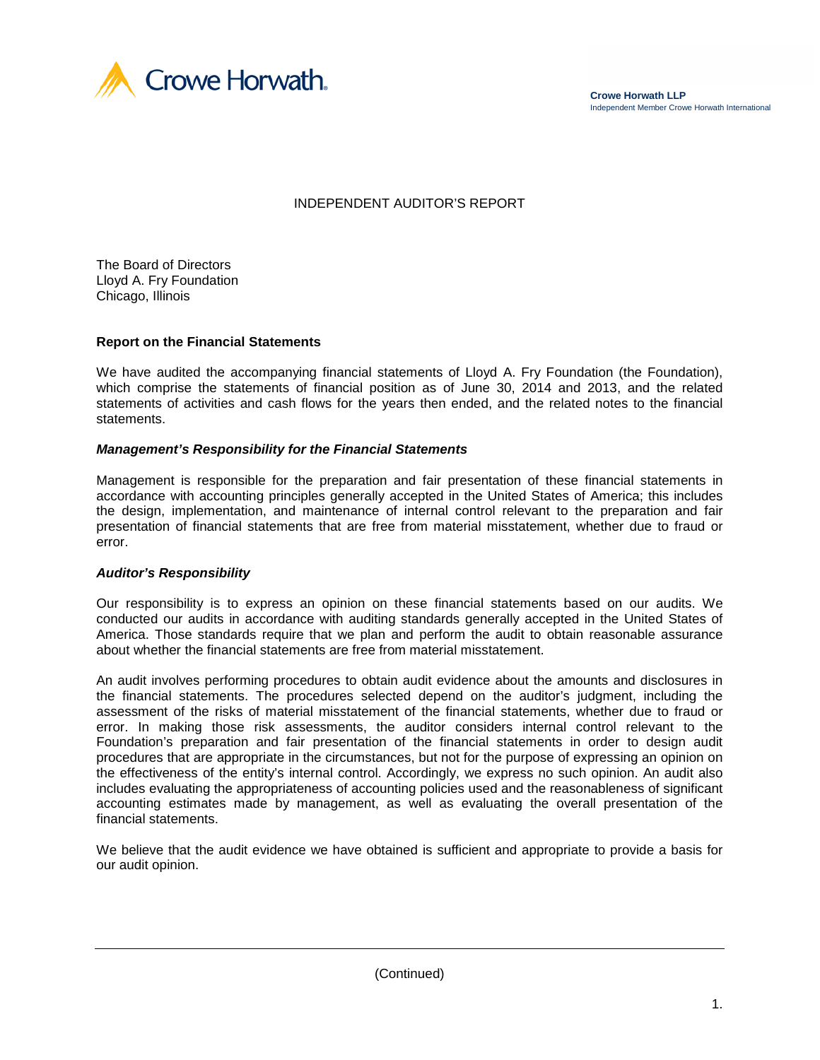Crowe Horwath.

**Crowe Horwath LLP**
Independent Member Crowe Horwath International

# INDEPENDENT AUDITOR'S REPORT

The Board of Directors
Lloyd A. Fry Foundation
Chicago, Illinois

## Report on the Financial Statements

We have audited the accompanying financial statements of Lloyd A. Fry Foundation (the Foundation), which comprise the statements of financial position as of June 30, 2014 and 2013, and the related statements of activities and cash flows for the years then ended, and the related notes to the financial statements.

### *Management's Responsibility for the Financial Statements*

Management is responsible for the preparation and fair presentation of these financial statements in accordance with accounting principles generally accepted in the United States of America; this includes the design, implementation, and maintenance of internal control relevant to the preparation and fair presentation of financial statements that are free from material misstatement, whether due to fraud or error.

### *Auditor's Responsibility*

Our responsibility is to express an opinion on these financial statements based on our audits. We conducted our audits in accordance with auditing standards generally accepted in the United States of America. Those standards require that we plan and perform the audit to obtain reasonable assurance about whether the financial statements are free from material misstatement.

An audit involves performing procedures to obtain audit evidence about the amounts and disclosures in the financial statements. The procedures selected depend on the auditor's judgment, including the assessment of the risks of material misstatement of the financial statements, whether due to fraud or error. In making those risk assessments, the auditor considers internal control relevant to the Foundation's preparation and fair presentation of the financial statements in order to design audit procedures that are appropriate in the circumstances, but not for the purpose of expressing an opinion on the effectiveness of the entity's internal control. Accordingly, we express no such opinion. An audit also includes evaluating the appropriateness of accounting policies used and the reasonableness of significant accounting estimates made by management, as well as evaluating the overall presentation of the financial statements.

We believe that the audit evidence we have obtained is sufficient and appropriate to provide a basis for our audit opinion.

(Continued)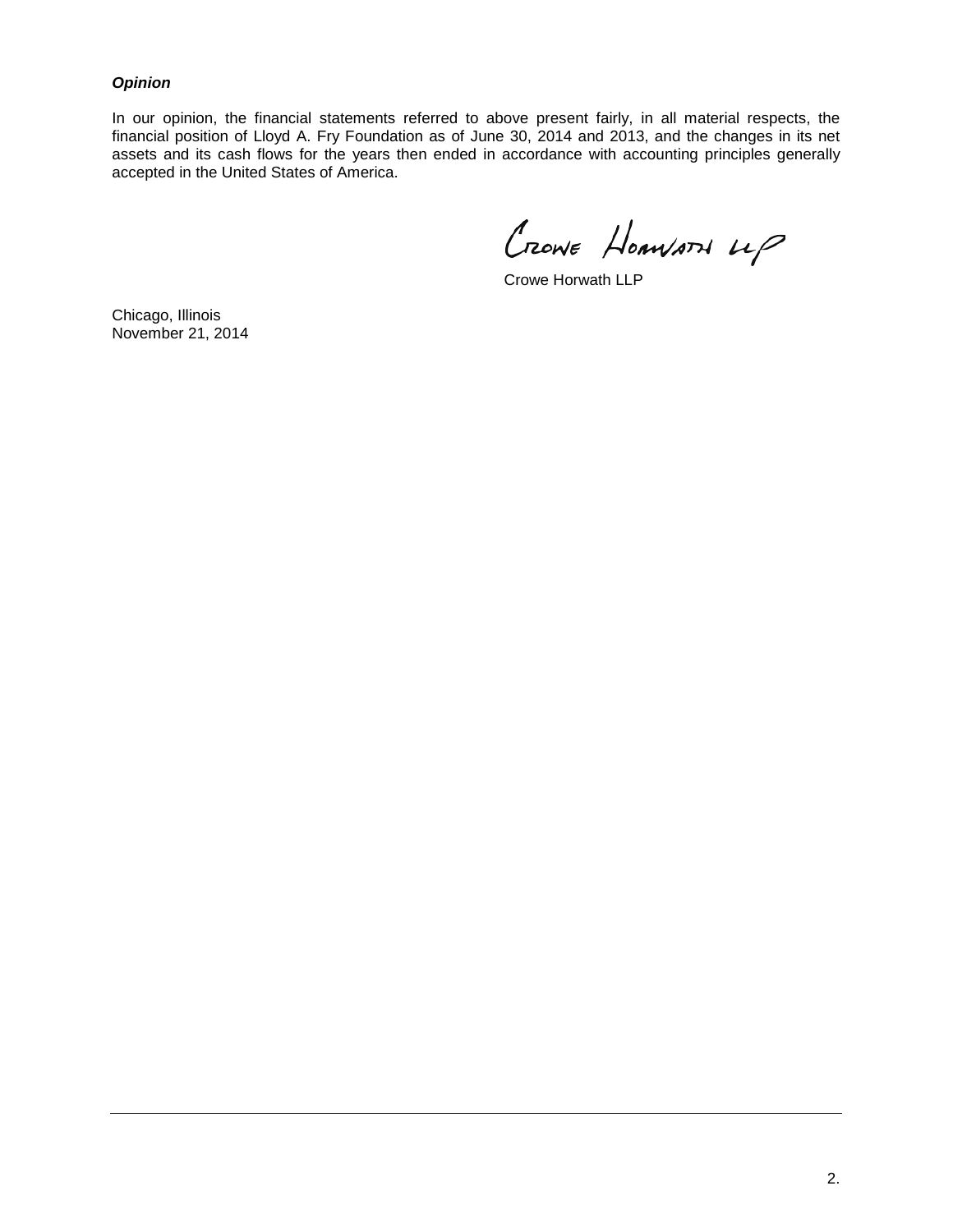***Opinion***

In our opinion, the financial statements referred to above present fairly, in all material respects, the financial position of Lloyd A. Fry Foundation as of June 30, 2014 and 2013, and the changes in its net assets and its cash flows for the years then ended in accordance with accounting principles generally accepted in the United States of America.

Crowe Horwath LLP

Crowe Horwath LLP

Chicago, Illinois
November 21, 2014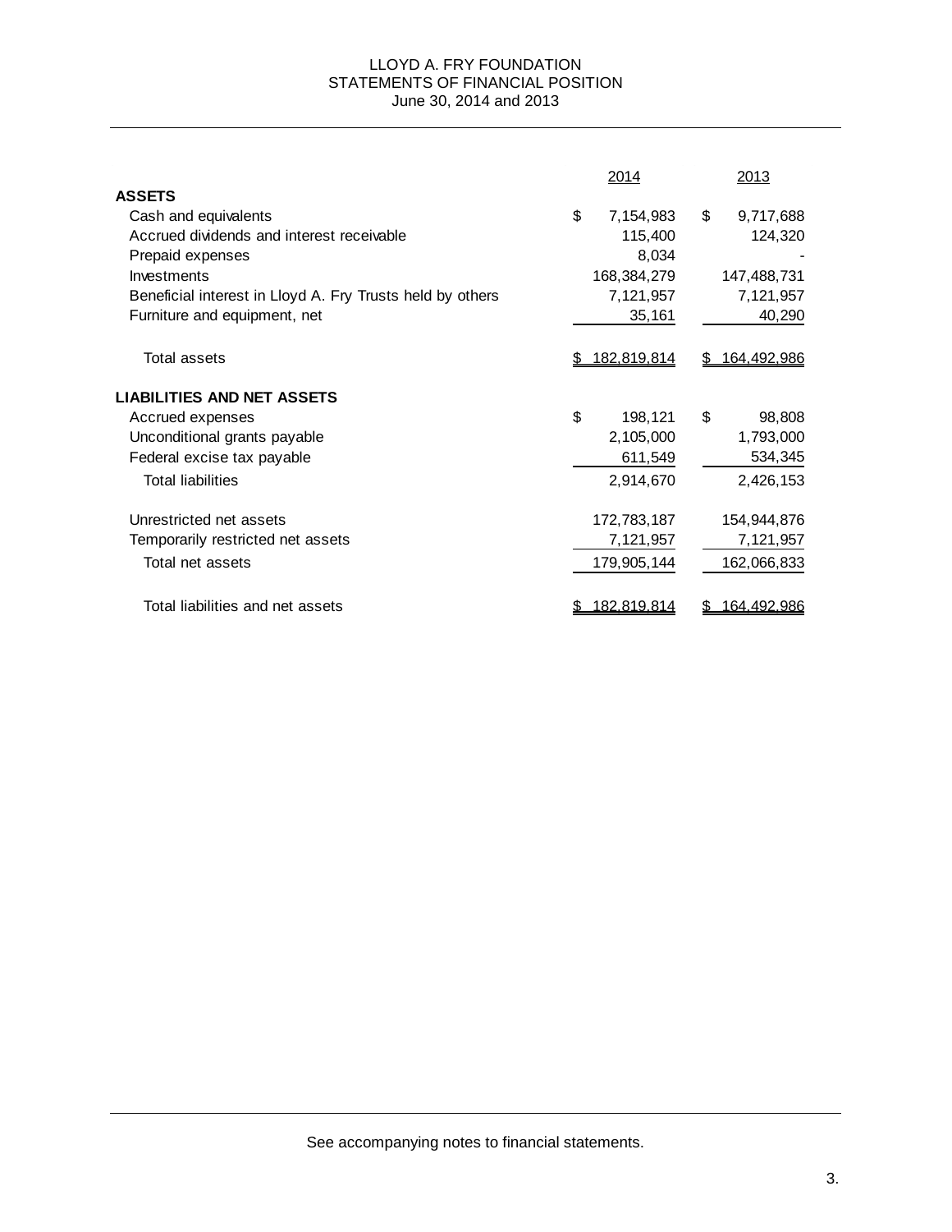# LLOYD A. FRY FOUNDATION
## STATEMENTS OF FINANCIAL POSITION
June 30, 2014 and 2013

| | 2014 | 2013 |
|---|---|---|
| **ASSETS** | | |
| Cash and equivalents | $ 7,154,983 | $ 9,717,688 |
| Accrued dividends and interest receivable | 115,400 | 124,320 |
| Prepaid expenses | 8,034 | - |
| Investments | 168,384,279 | 147,488,731 |
| Beneficial interest in Lloyd A. Fry Trusts held by others | 7,121,957 | 7,121,957 |
| Furniture and equipment, net | 35,161 | 40,290 |
| Total assets | $ 182,819,814 | $ 164,492,986 |
| **LIABILITIES AND NET ASSETS** | | |
| Accrued expenses | $ 198,121 | $ 98,808 |
| Unconditional grants payable | 2,105,000 | 1,793,000 |
| Federal excise tax payable | 611,549 | 534,345 |
| Total liabilities | 2,914,670 | 2,426,153 |
| Unrestricted net assets | 172,783,187 | 154,944,876 |
| Temporarily restricted net assets | 7,121,957 | 7,121,957 |
| Total net assets | 179,905,144 | 162,066,833 |
| Total liabilities and net assets | $ 182,819,814 | $ 164,492,986 |

See accompanying notes to financial statements.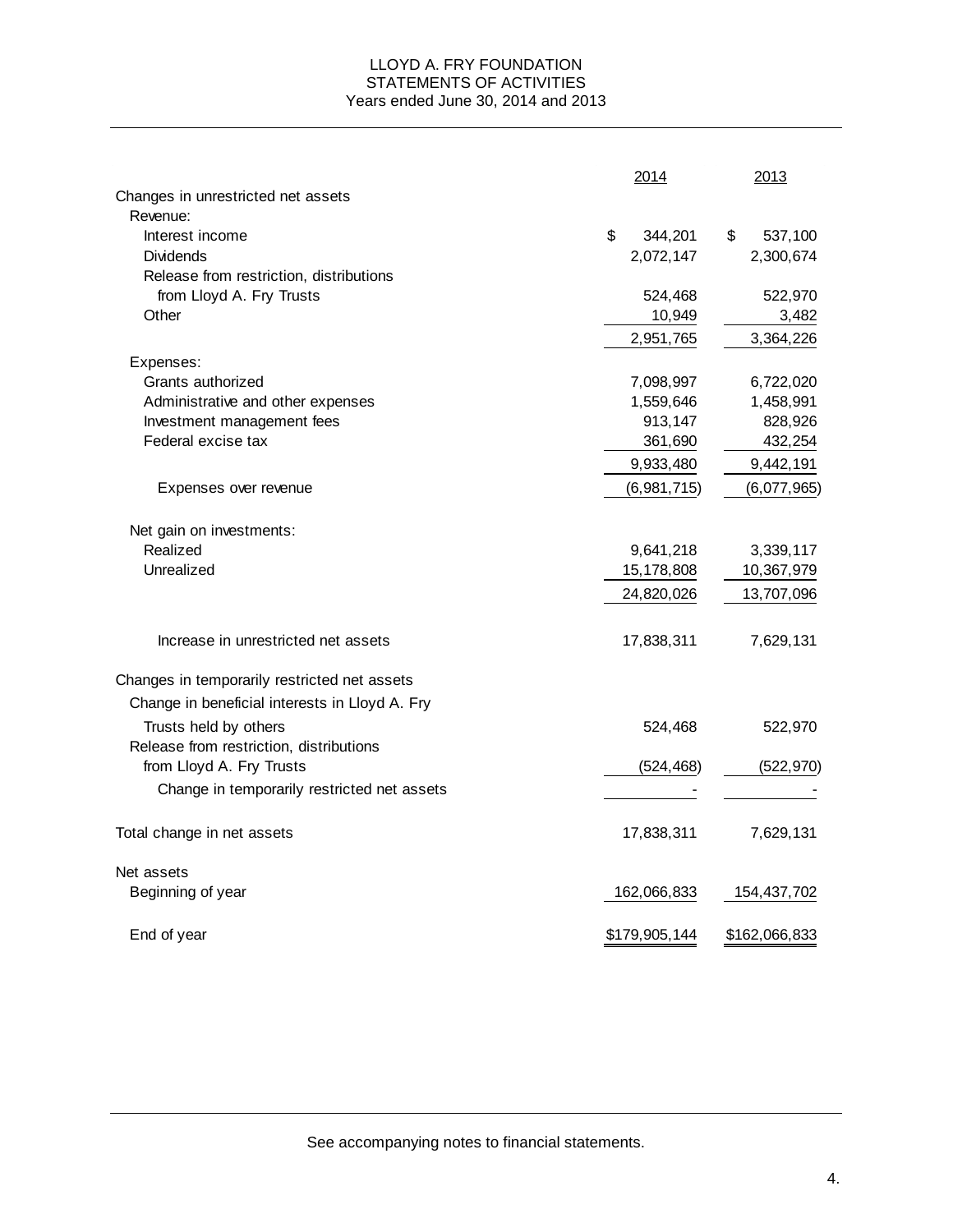# LLOYD A. FRY FOUNDATION
## STATEMENTS OF ACTIVITIES
### Years ended June 30, 2014 and 2013

| | 2014 | 2013 |
|---|---|---|
| Changes in unrestricted net assets | | |
| Revenue: | | |
| Interest income | $ 344,201 | $ 537,100 |
| Dividends | 2,072,147 | 2,300,674 |
| Release from restriction, distributions from Lloyd A. Fry Trusts | 524,468 | 522,970 |
| Other | 10,949 | 3,482 |
| | 2,951,765 | 3,364,226 |
| Expenses: | | |
| Grants authorized | 7,098,997 | 6,722,020 |
| Administrative and other expenses | 1,559,646 | 1,458,991 |
| Investment management fees | 913,147 | 828,926 |
| Federal excise tax | 361,690 | 432,254 |
| | 9,933,480 | 9,442,191 |
| Expenses over revenue | (6,981,715) | (6,077,965) |
| Net gain on investments: | | |
| Realized | 9,641,218 | 3,339,117 |
| Unrealized | 15,178,808 | 10,367,979 |
| | 24,820,026 | 13,707,096 |
| Increase in unrestricted net assets | 17,838,311 | 7,629,131 |
| Changes in temporarily restricted net assets | | |
| Change in beneficial interests in Lloyd A. Fry Trusts held by others | 524,468 | 522,970 |
| Release from restriction, distributions from Lloyd A. Fry Trusts | (524,468) | (522,970) |
| Change in temporarily restricted net assets | - | - |
| Total change in net assets | 17,838,311 | 7,629,131 |
| Net assets | | |
| Beginning of year | 162,066,833 | 154,437,702 |
| End of year | $179,905,144 | $162,066,833 |

See accompanying notes to financial statements.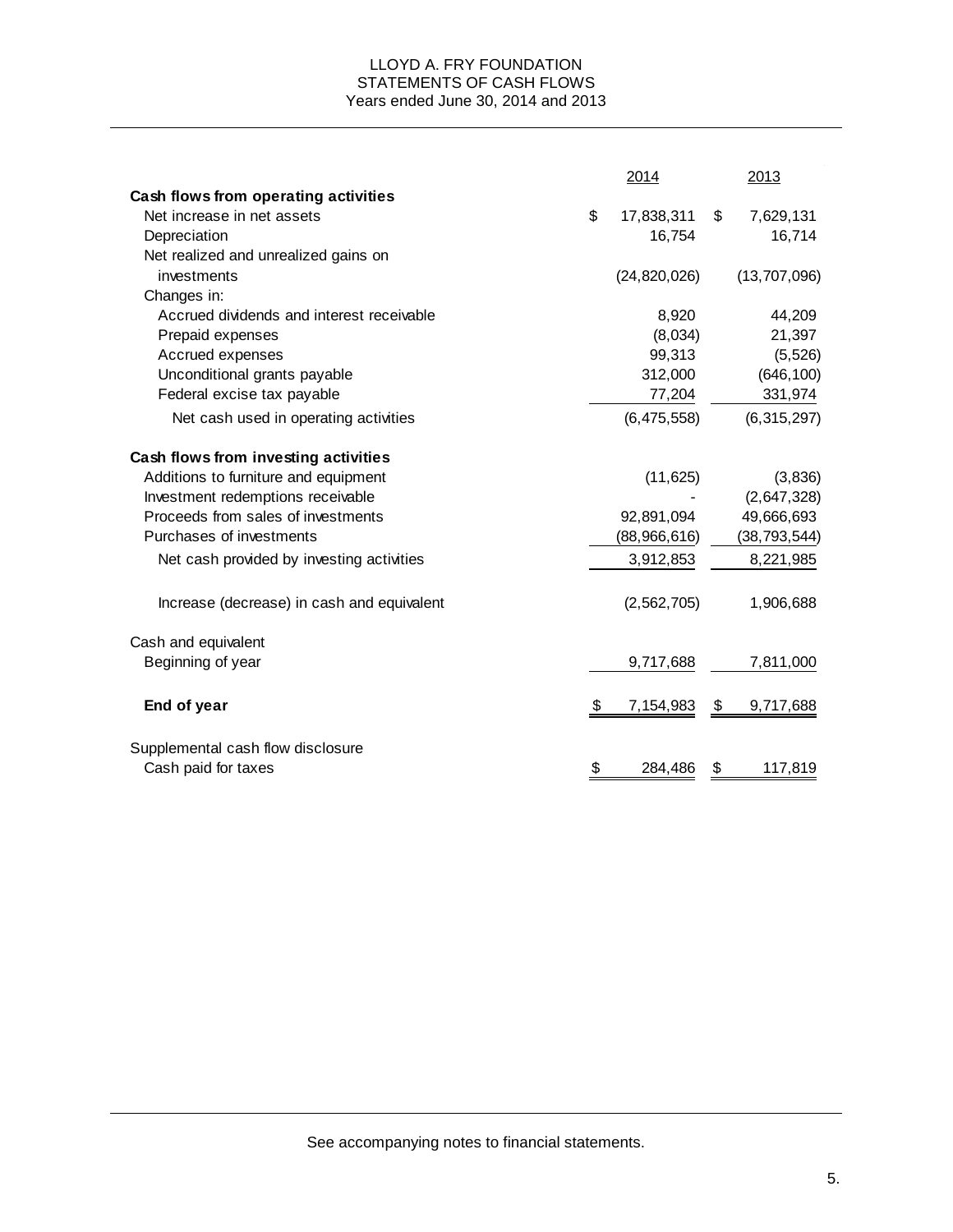# LLOYD A. FRY FOUNDATION
## STATEMENTS OF CASH FLOWS
### Years ended June 30, 2014 and 2013

| | 2014 | 2013 |
|---|---|---|
| **Cash flows from operating activities** | | |
| Net increase in net assets | $ 17,838,311 | $ 7,629,131 |
| Depreciation | 16,754 | 16,714 |
| Net realized and unrealized gains on investments | (24,820,026) | (13,707,096) |
| Changes in: | | |
| Accrued dividends and interest receivable | 8,920 | 44,209 |
| Prepaid expenses | (8,034) | 21,397 |
| Accrued expenses | 99,313 | (5,526) |
| Unconditional grants payable | 312,000 | (646,100) |
| Federal excise tax payable | 77,204 | 331,974 |
| Net cash used in operating activities | (6,475,558) | (6,315,297) |
| **Cash flows from investing activities** | | |
| Additions to furniture and equipment | (11,625) | (3,836) |
| Investment redemptions receivable | - | (2,647,328) |
| Proceeds from sales of investments | 92,891,094 | 49,666,693 |
| Purchases of investments | (88,966,616) | (38,793,544) |
| Net cash provided by investing activities | 3,912,853 | 8,221,985 |
| Increase (decrease) in cash and equivalent | (2,562,705) | 1,906,688 |
| Cash and equivalent | | |
| Beginning of year | 9,717,688 | 7,811,000 |
| **End of year** | $ 7,154,983 | $ 9,717,688 |
| Supplemental cash flow disclosure | | |
| Cash paid for taxes | $ 284,486 | $ 117,819 |

See accompanying notes to financial statements.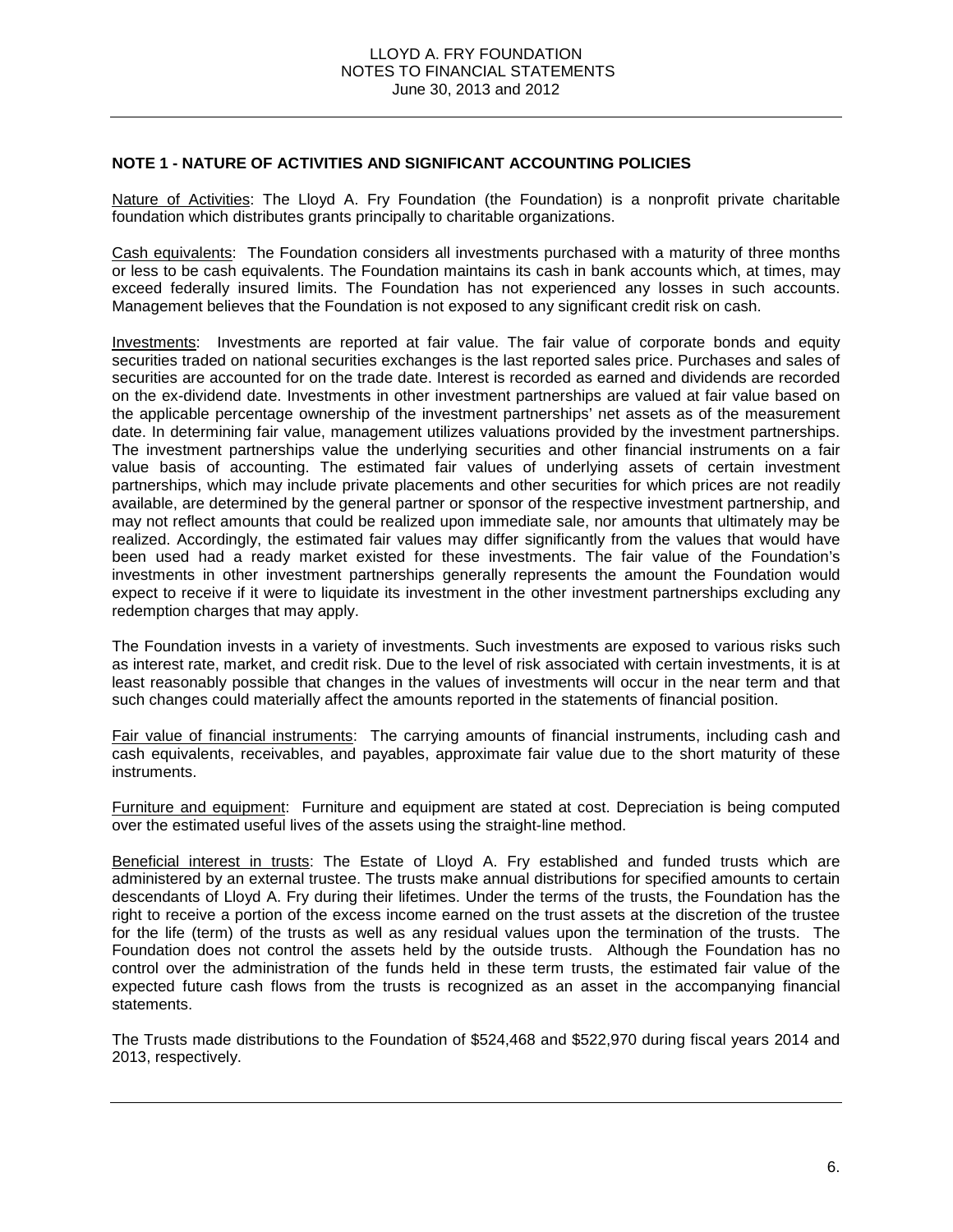## NOTE 1 - NATURE OF ACTIVITIES AND SIGNIFICANT ACCOUNTING POLICIES

Nature of Activities: The Lloyd A. Fry Foundation (the Foundation) is a nonprofit private charitable foundation which distributes grants principally to charitable organizations.

Cash equivalents: The Foundation considers all investments purchased with a maturity of three months or less to be cash equivalents. The Foundation maintains its cash in bank accounts which, at times, may exceed federally insured limits. The Foundation has not experienced any losses in such accounts. Management believes that the Foundation is not exposed to any significant credit risk on cash.

Investments: Investments are reported at fair value. The fair value of corporate bonds and equity securities traded on national securities exchanges is the last reported sales price. Purchases and sales of securities are accounted for on the trade date. Interest is recorded as earned and dividends are recorded on the ex-dividend date. Investments in other investment partnerships are valued at fair value based on the applicable percentage ownership of the investment partnerships' net assets as of the measurement date. In determining fair value, management utilizes valuations provided by the investment partnerships. The investment partnerships value the underlying securities and other financial instruments on a fair value basis of accounting. The estimated fair values of underlying assets of certain investment partnerships, which may include private placements and other securities for which prices are not readily available, are determined by the general partner or sponsor of the respective investment partnership, and may not reflect amounts that could be realized upon immediate sale, nor amounts that ultimately may be realized. Accordingly, the estimated fair values may differ significantly from the values that would have been used had a ready market existed for these investments. The fair value of the Foundation's investments in other investment partnerships generally represents the amount the Foundation would expect to receive if it were to liquidate its investment in the other investment partnerships excluding any redemption charges that may apply.

The Foundation invests in a variety of investments. Such investments are exposed to various risks such as interest rate, market, and credit risk. Due to the level of risk associated with certain investments, it is at least reasonably possible that changes in the values of investments will occur in the near term and that such changes could materially affect the amounts reported in the statements of financial position.

Fair value of financial instruments: The carrying amounts of financial instruments, including cash and cash equivalents, receivables, and payables, approximate fair value due to the short maturity of these instruments.

Furniture and equipment: Furniture and equipment are stated at cost. Depreciation is being computed over the estimated useful lives of the assets using the straight-line method.

Beneficial interest in trusts: The Estate of Lloyd A. Fry established and funded trusts which are administered by an external trustee. The trusts make annual distributions for specified amounts to certain descendants of Lloyd A. Fry during their lifetimes. Under the terms of the trusts, the Foundation has the right to receive a portion of the excess income earned on the trust assets at the discretion of the trustee for the life (term) of the trusts as well as any residual values upon the termination of the trusts. The Foundation does not control the assets held by the outside trusts. Although the Foundation has no control over the administration of the funds held in these term trusts, the estimated fair value of the expected future cash flows from the trusts is recognized as an asset in the accompanying financial statements.

The Trusts made distributions to the Foundation of $524,468 and $522,970 during fiscal years 2014 and 2013, respectively.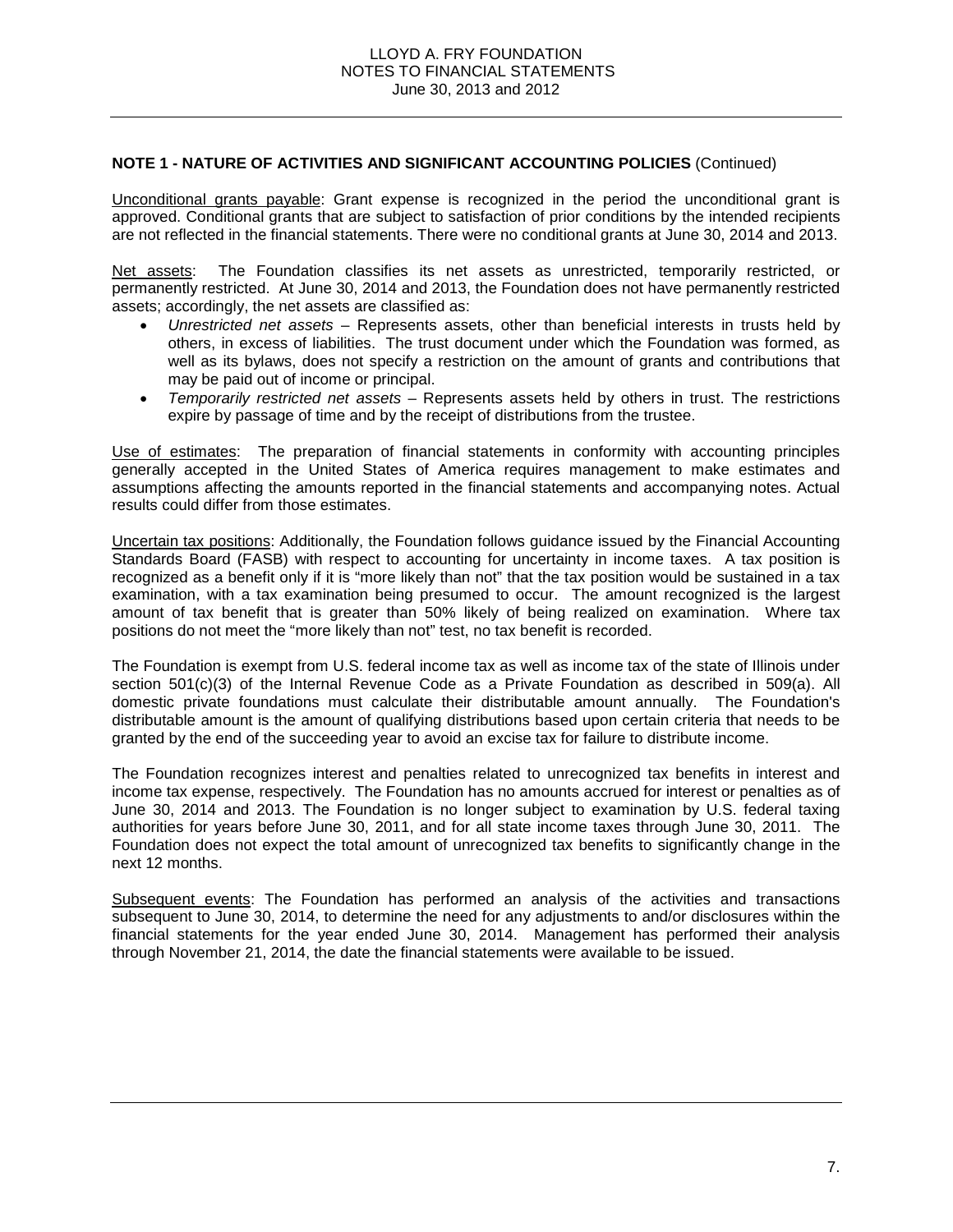**NOTE 1 - NATURE OF ACTIVITIES AND SIGNIFICANT ACCOUNTING POLICIES** (Continued)

Unconditional grants payable: Grant expense is recognized in the period the unconditional grant is approved. Conditional grants that are subject to satisfaction of prior conditions by the intended recipients are not reflected in the financial statements. There were no conditional grants at June 30, 2014 and 2013.

Net assets: The Foundation classifies its net assets as unrestricted, temporarily restricted, or permanently restricted. At June 30, 2014 and 2013, the Foundation does not have permanently restricted assets; accordingly, the net assets are classified as:

- *Unrestricted net assets* – Represents assets, other than beneficial interests in trusts held by others, in excess of liabilities. The trust document under which the Foundation was formed, as well as its bylaws, does not specify a restriction on the amount of grants and contributions that may be paid out of income or principal.
- *Temporarily restricted net assets* – Represents assets held by others in trust. The restrictions expire by passage of time and by the receipt of distributions from the trustee.

Use of estimates: The preparation of financial statements in conformity with accounting principles generally accepted in the United States of America requires management to make estimates and assumptions affecting the amounts reported in the financial statements and accompanying notes. Actual results could differ from those estimates.

Uncertain tax positions: Additionally, the Foundation follows guidance issued by the Financial Accounting Standards Board (FASB) with respect to accounting for uncertainty in income taxes. A tax position is recognized as a benefit only if it is "more likely than not" that the tax position would be sustained in a tax examination, with a tax examination being presumed to occur. The amount recognized is the largest amount of tax benefit that is greater than 50% likely of being realized on examination. Where tax positions do not meet the "more likely than not" test, no tax benefit is recorded.

The Foundation is exempt from U.S. federal income tax as well as income tax of the state of Illinois under section 501(c)(3) of the Internal Revenue Code as a Private Foundation as described in 509(a). All domestic private foundations must calculate their distributable amount annually. The Foundation's distributable amount is the amount of qualifying distributions based upon certain criteria that needs to be granted by the end of the succeeding year to avoid an excise tax for failure to distribute income.

The Foundation recognizes interest and penalties related to unrecognized tax benefits in interest and income tax expense, respectively. The Foundation has no amounts accrued for interest or penalties as of June 30, 2014 and 2013. The Foundation is no longer subject to examination by U.S. federal taxing authorities for years before June 30, 2011, and for all state income taxes through June 30, 2011. The Foundation does not expect the total amount of unrecognized tax benefits to significantly change in the next 12 months.

Subsequent events: The Foundation has performed an analysis of the activities and transactions subsequent to June 30, 2014, to determine the need for any adjustments to and/or disclosures within the financial statements for the year ended June 30, 2014. Management has performed their analysis through November 21, 2014, the date the financial statements were available to be issued.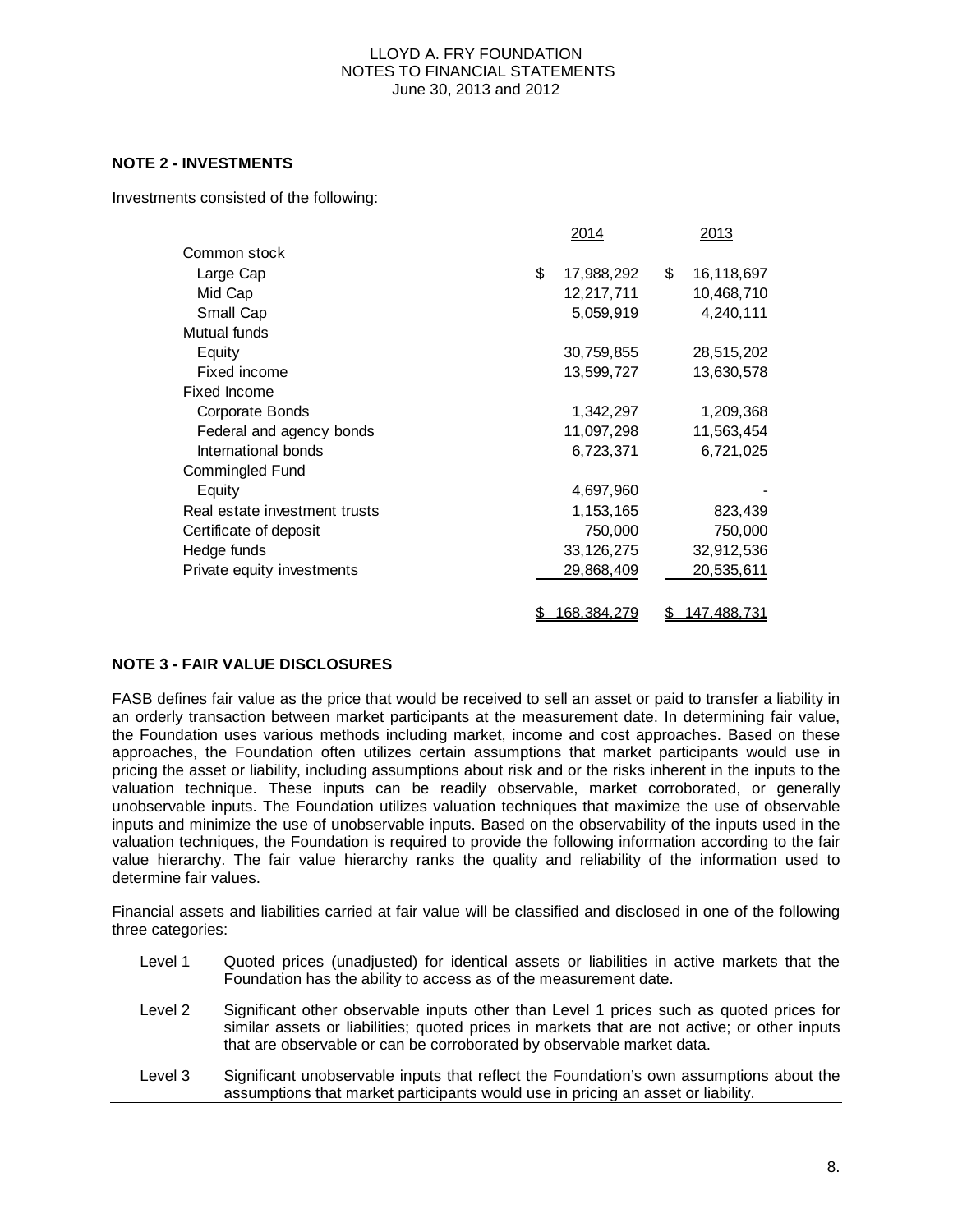## NOTE 2 - INVESTMENTS

Investments consisted of the following:

| | 2014 | 2013 |
|---|---|---|
| Common stock | | |
| Large Cap | $ 17,988,292 | $ 16,118,697 |
| Mid Cap | 12,217,711 | 10,468,710 |
| Small Cap | 5,059,919 | 4,240,111 |
| Mutual funds | | |
| Equity | 30,759,855 | 28,515,202 |
| Fixed income | 13,599,727 | 13,630,578 |
| Fixed Income | | |
| Corporate Bonds | 1,342,297 | 1,209,368 |
| Federal and agency bonds | 11,097,298 | 11,563,454 |
| International bonds | 6,723,371 | 6,721,025 |
| Commingled Fund | | |
| Equity | 4,697,960 | - |
| Real estate investment trusts | 1,153,165 | 823,439 |
| Certificate of deposit | 750,000 | 750,000 |
| Hedge funds | 33,126,275 | 32,912,536 |
| Private equity investments | 29,868,409 | 20,535,611 |
| | $ 168,384,279 | $ 147,488,731 |

## NOTE 3 - FAIR VALUE DISCLOSURES

FASB defines fair value as the price that would be received to sell an asset or paid to transfer a liability in an orderly transaction between market participants at the measurement date. In determining fair value, the Foundation uses various methods including market, income and cost approaches. Based on these approaches, the Foundation often utilizes certain assumptions that market participants would use in pricing the asset or liability, including assumptions about risk and or the risks inherent in the inputs to the valuation technique. These inputs can be readily observable, market corroborated, or generally unobservable inputs. The Foundation utilizes valuation techniques that maximize the use of observable inputs and minimize the use of unobservable inputs. Based on the observability of the inputs used in the valuation techniques, the Foundation is required to provide the following information according to the fair value hierarchy. The fair value hierarchy ranks the quality and reliability of the information used to determine fair values.

Financial assets and liabilities carried at fair value will be classified and disclosed in one of the following three categories:

- Level 1 Quoted prices (unadjusted) for identical assets or liabilities in active markets that the Foundation has the ability to access as of the measurement date.
- Level 2 Significant other observable inputs other than Level 1 prices such as quoted prices for similar assets or liabilities; quoted prices in markets that are not active; or other inputs that are observable or can be corroborated by observable market data.
- Level 3 Significant unobservable inputs that reflect the Foundation's own assumptions about the assumptions that market participants would use in pricing an asset or liability.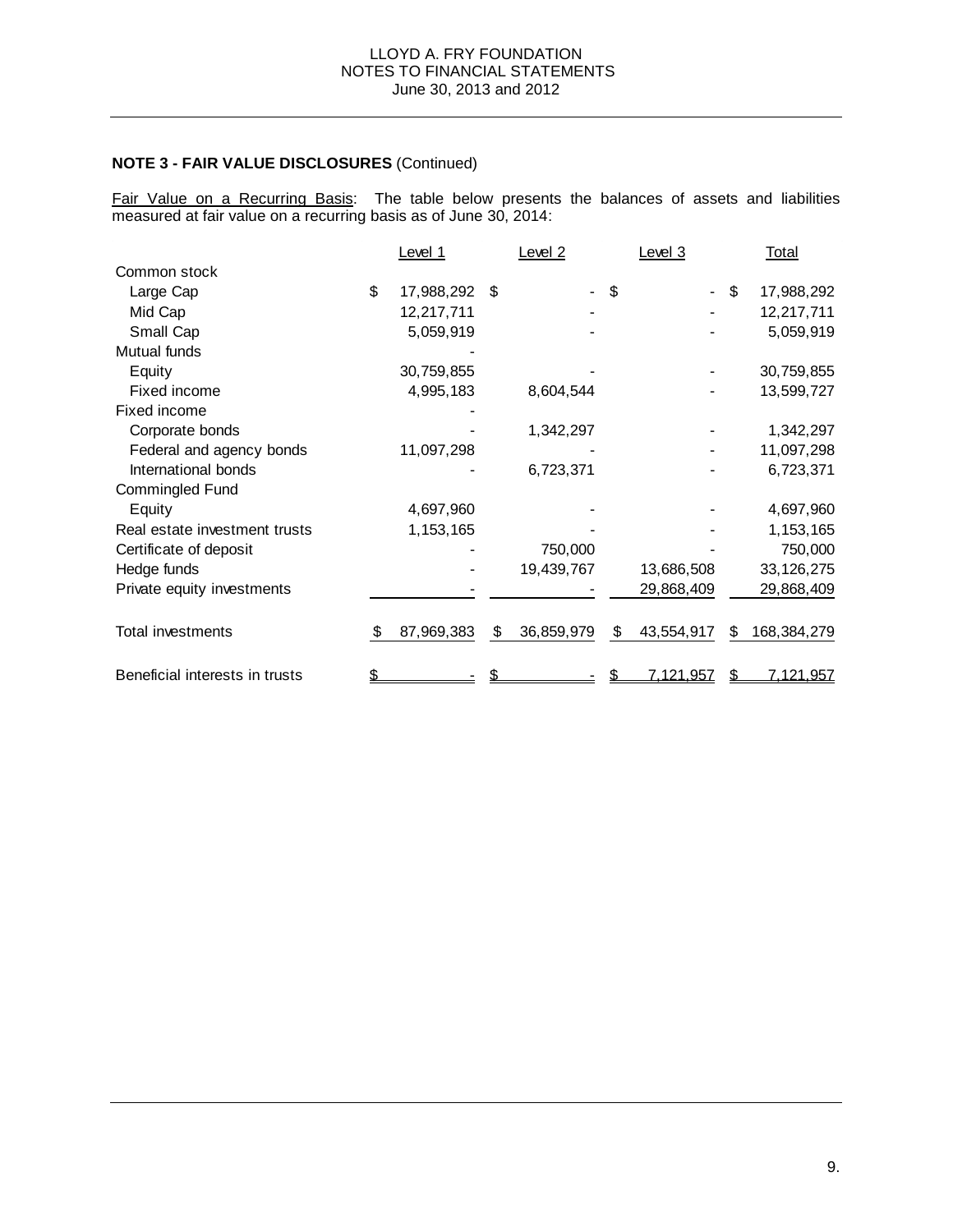**NOTE 3 - FAIR VALUE DISCLOSURES** (Continued)

Fair Value on a Recurring Basis: The table below presents the balances of assets and liabilities measured at fair value on a recurring basis as of June 30, 2014:

| | Level 1 | Level 2 | Level 3 | Total |
|---|---|---|---|---|
| Common stock | | | | |
| Large Cap | $ 17,988,292 | $ - | $ - | $ 17,988,292 |
| Mid Cap | 12,217,711 | - | - | 12,217,711 |
| Small Cap | 5,059,919 | - | - | 5,059,919 |
| Mutual funds | - | | | |
| Equity | 30,759,855 | - | - | 30,759,855 |
| Fixed income | 4,995,183 | 8,604,544 | - | 13,599,727 |
| Fixed income | - | | | |
| Corporate bonds | - | 1,342,297 | - | 1,342,297 |
| Federal and agency bonds | 11,097,298 | - | - | 11,097,298 |
| International bonds | - | 6,723,371 | - | 6,723,371 |
| Commingled Fund | | | | |
| Equity | 4,697,960 | - | - | 4,697,960 |
| Real estate investment trusts | 1,153,165 | - | - | 1,153,165 |
| Certificate of deposit | - | 750,000 | - | 750,000 |
| Hedge funds | - | 19,439,767 | 13,686,508 | 33,126,275 |
| Private equity investments | - | - | 29,868,409 | 29,868,409 |
| Total investments | $ 87,969,383 | $ 36,859,979 | $ 43,554,917 | $ 168,384,279 |
| Beneficial interests in trusts | $ - | $ - | $ 7,121,957 | $ 7,121,957 |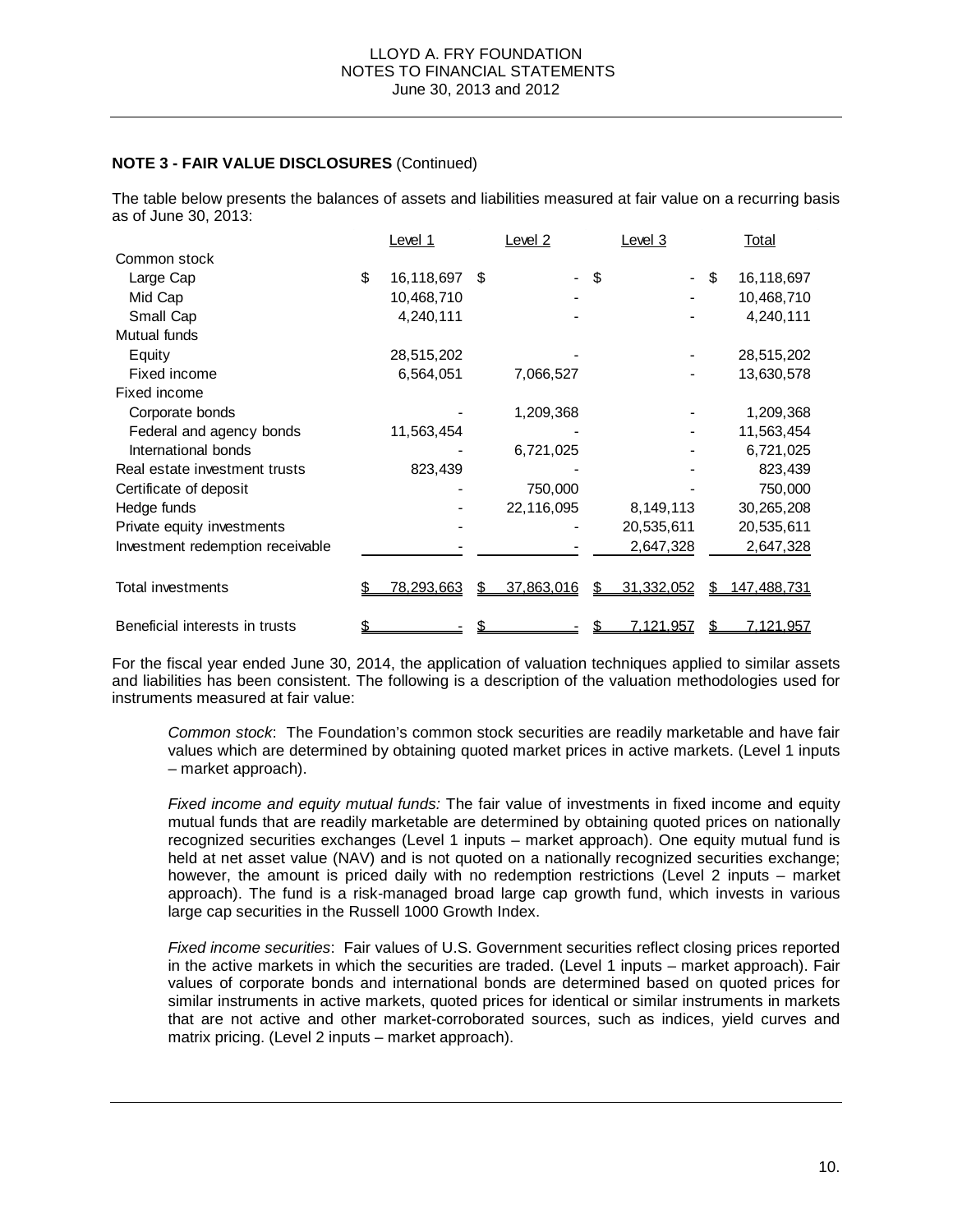**NOTE 3 - FAIR VALUE DISCLOSURES** (Continued)

The table below presents the balances of assets and liabilities measured at fair value on a recurring basis as of June 30, 2013:

| | Level 1 | Level 2 | Level 3 | Total |
|---|---|---|---|---|
| Common stock | | | | |
| Large Cap | $ 16,118,697 | $ - | $ - | $ 16,118,697 |
| Mid Cap | 10,468,710 | - | - | 10,468,710 |
| Small Cap | 4,240,111 | - | - | 4,240,111 |
| Mutual funds | | | | |
| Equity | 28,515,202 | - | - | 28,515,202 |
| Fixed income | 6,564,051 | 7,066,527 | - | 13,630,578 |
| Fixed income | | | | |
| Corporate bonds | - | 1,209,368 | - | 1,209,368 |
| Federal and agency bonds | 11,563,454 | - | - | 11,563,454 |
| International bonds | - | 6,721,025 | - | 6,721,025 |
| Real estate investment trusts | 823,439 | - | - | 823,439 |
| Certificate of deposit | - | 750,000 | - | 750,000 |
| Hedge funds | - | 22,116,095 | 8,149,113 | 30,265,208 |
| Private equity investments | - | - | 20,535,611 | 20,535,611 |
| Investment redemption receivable | - | - | 2,647,328 | 2,647,328 |
| Total investments | $ 78,293,663 | $ 37,863,016 | $ 31,332,052 | $ 147,488,731 |
| Beneficial interests in trusts | $ - | $ - | $ 7,121,957 | $ 7,121,957 |

For the fiscal year ended June 30, 2014, the application of valuation techniques applied to similar assets and liabilities has been consistent. The following is a description of the valuation methodologies used for instruments measured at fair value:

*Common stock*: The Foundation's common stock securities are readily marketable and have fair values which are determined by obtaining quoted market prices in active markets. (Level 1 inputs – market approach).

*Fixed income and equity mutual funds:* The fair value of investments in fixed income and equity mutual funds that are readily marketable are determined by obtaining quoted prices on nationally recognized securities exchanges (Level 1 inputs – market approach). One equity mutual fund is held at net asset value (NAV) and is not quoted on a nationally recognized securities exchange; however, the amount is priced daily with no redemption restrictions (Level 2 inputs – market approach). The fund is a risk-managed broad large cap growth fund, which invests in various large cap securities in the Russell 1000 Growth Index.

*Fixed income securities*: Fair values of U.S. Government securities reflect closing prices reported in the active markets in which the securities are traded. (Level 1 inputs – market approach). Fair values of corporate bonds and international bonds are determined based on quoted prices for similar instruments in active markets, quoted prices for identical or similar instruments in markets that are not active and other market-corroborated sources, such as indices, yield curves and matrix pricing. (Level 2 inputs – market approach).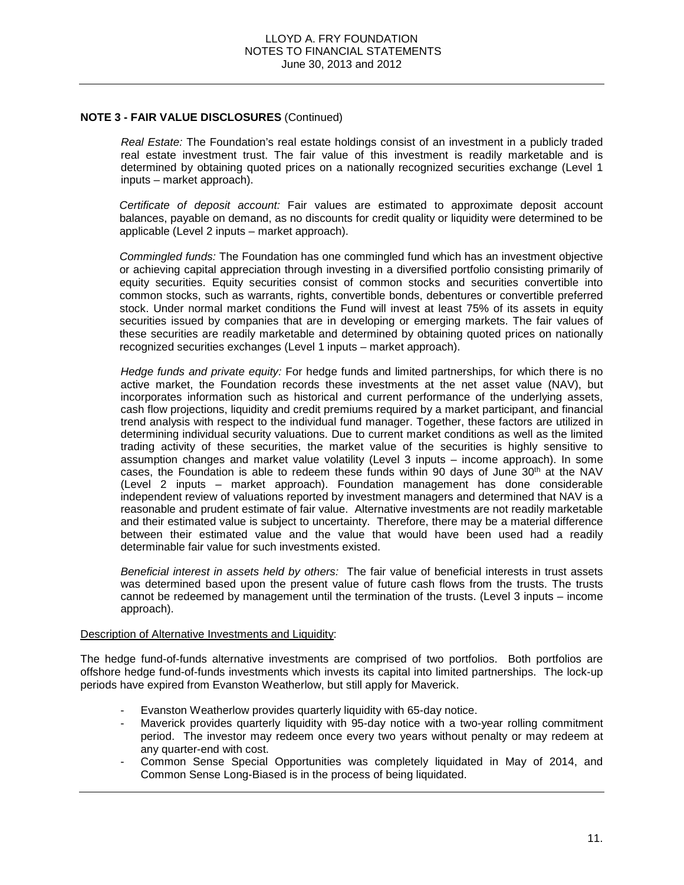**NOTE 3 - FAIR VALUE DISCLOSURES** (Continued)

*Real Estate:* The Foundation's real estate holdings consist of an investment in a publicly traded real estate investment trust. The fair value of this investment is readily marketable and is determined by obtaining quoted prices on a nationally recognized securities exchange (Level 1 inputs – market approach).

*Certificate of deposit account:* Fair values are estimated to approximate deposit account balances, payable on demand, as no discounts for credit quality or liquidity were determined to be applicable (Level 2 inputs – market approach).

*Commingled funds:* The Foundation has one commingled fund which has an investment objective or achieving capital appreciation through investing in a diversified portfolio consisting primarily of equity securities. Equity securities consist of common stocks and securities convertible into common stocks, such as warrants, rights, convertible bonds, debentures or convertible preferred stock. Under normal market conditions the Fund will invest at least 75% of its assets in equity securities issued by companies that are in developing or emerging markets. The fair values of these securities are readily marketable and determined by obtaining quoted prices on nationally recognized securities exchanges (Level 1 inputs – market approach).

*Hedge funds and private equity:* For hedge funds and limited partnerships, for which there is no active market, the Foundation records these investments at the net asset value (NAV), but incorporates information such as historical and current performance of the underlying assets, cash flow projections, liquidity and credit premiums required by a market participant, and financial trend analysis with respect to the individual fund manager. Together, these factors are utilized in determining individual security valuations. Due to current market conditions as well as the limited trading activity of these securities, the market value of the securities is highly sensitive to assumption changes and market value volatility (Level 3 inputs – income approach). In some cases, the Foundation is able to redeem these funds within 90 days of June 30th at the NAV (Level 2 inputs – market approach). Foundation management has done considerable independent review of valuations reported by investment managers and determined that NAV is a reasonable and prudent estimate of fair value. Alternative investments are not readily marketable and their estimated value is subject to uncertainty. Therefore, there may be a material difference between their estimated value and the value that would have been used had a readily determinable fair value for such investments existed.

*Beneficial interest in assets held by others:* The fair value of beneficial interests in trust assets was determined based upon the present value of future cash flows from the trusts. The trusts cannot be redeemed by management until the termination of the trusts. (Level 3 inputs – income approach).

Description of Alternative Investments and Liquidity:

The hedge fund-of-funds alternative investments are comprised of two portfolios. Both portfolios are offshore hedge fund-of-funds investments which invests its capital into limited partnerships. The lock-up periods have expired from Evanston Weatherlow, but still apply for Maverick.

- Evanston Weatherlow provides quarterly liquidity with 65-day notice.
- Maverick provides quarterly liquidity with 95-day notice with a two-year rolling commitment period. The investor may redeem once every two years without penalty or may redeem at any quarter-end with cost.
- Common Sense Special Opportunities was completely liquidated in May of 2014, and Common Sense Long-Biased is in the process of being liquidated.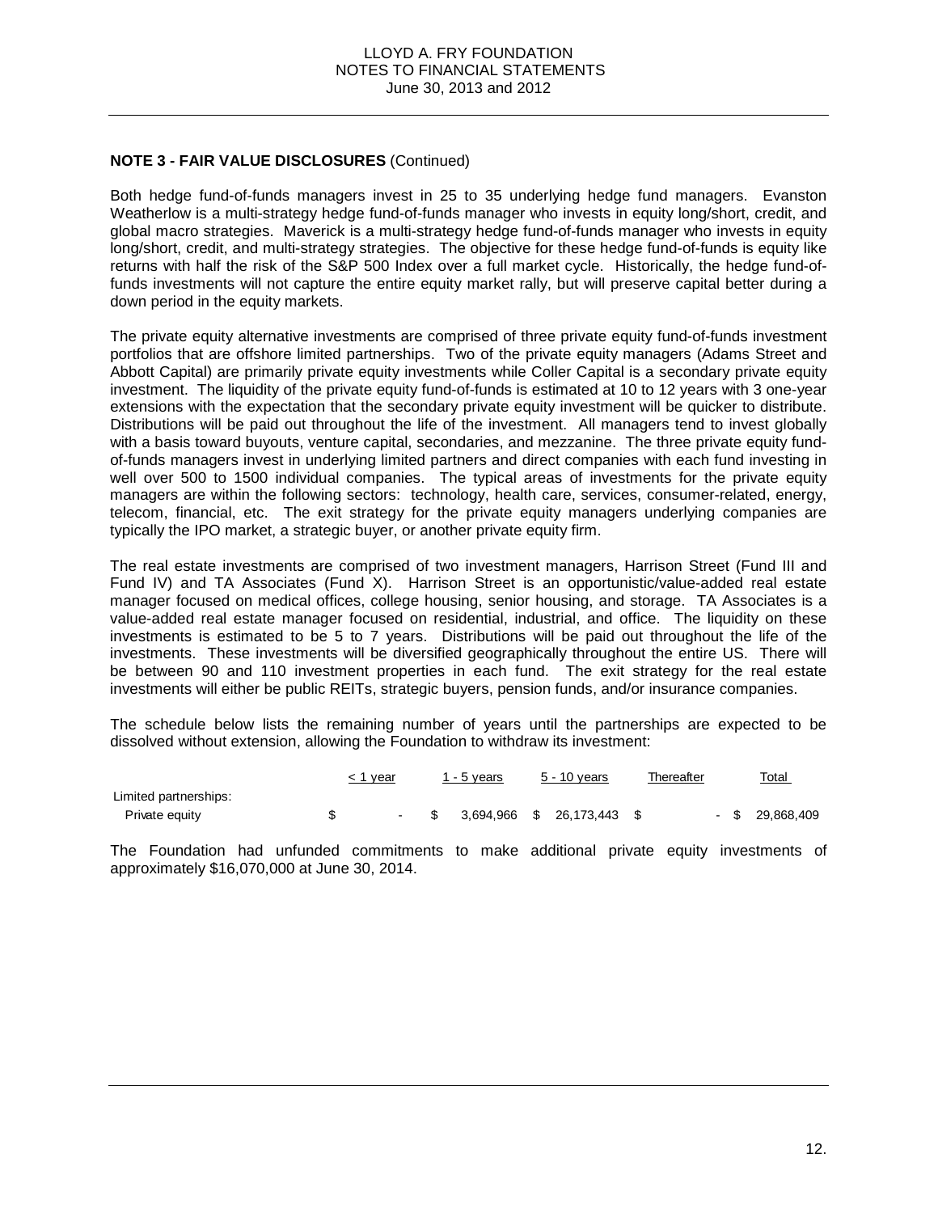**NOTE 3 - FAIR VALUE DISCLOSURES** (Continued)

Both hedge fund-of-funds managers invest in 25 to 35 underlying hedge fund managers. Evanston Weatherlow is a multi-strategy hedge fund-of-funds manager who invests in equity long/short, credit, and global macro strategies. Maverick is a multi-strategy hedge fund-of-funds manager who invests in equity long/short, credit, and multi-strategy strategies. The objective for these hedge fund-of-funds is equity like returns with half the risk of the S&P 500 Index over a full market cycle. Historically, the hedge fund-of-funds investments will not capture the entire equity market rally, but will preserve capital better during a down period in the equity markets.

The private equity alternative investments are comprised of three private equity fund-of-funds investment portfolios that are offshore limited partnerships. Two of the private equity managers (Adams Street and Abbott Capital) are primarily private equity investments while Coller Capital is a secondary private equity investment. The liquidity of the private equity fund-of-funds is estimated at 10 to 12 years with 3 one-year extensions with the expectation that the secondary private equity investment will be quicker to distribute. Distributions will be paid out throughout the life of the investment. All managers tend to invest globally with a basis toward buyouts, venture capital, secondaries, and mezzanine. The three private equity fund-of-funds managers invest in underlying limited partners and direct companies with each fund investing in well over 500 to 1500 individual companies. The typical areas of investments for the private equity managers are within the following sectors: technology, health care, services, consumer-related, energy, telecom, financial, etc. The exit strategy for the private equity managers underlying companies are typically the IPO market, a strategic buyer, or another private equity firm.

The real estate investments are comprised of two investment managers, Harrison Street (Fund III and Fund IV) and TA Associates (Fund X). Harrison Street is an opportunistic/value-added real estate manager focused on medical offices, college housing, senior housing, and storage. TA Associates is a value-added real estate manager focused on residential, industrial, and office. The liquidity on these investments is estimated to be 5 to 7 years. Distributions will be paid out throughout the life of the investments. These investments will be diversified geographically throughout the entire US. There will be between 90 and 110 investment properties in each fund. The exit strategy for the real estate investments will either be public REITs, strategic buyers, pension funds, and/or insurance companies.

The schedule below lists the remaining number of years until the partnerships are expected to be dissolved without extension, allowing the Foundation to withdraw its investment:

| | < 1 year | 1 - 5 years | 5 - 10 years | Thereafter | Total |
|---|---|---|---|---|---|
| Limited partnerships: | | | | | |
| Private equity | $ - | $ 3,694,966 | $ 26,173,443 | $ - | $ 29,868,409 |

The Foundation had unfunded commitments to make additional private equity investments of approximately $16,070,000 at June 30, 2014.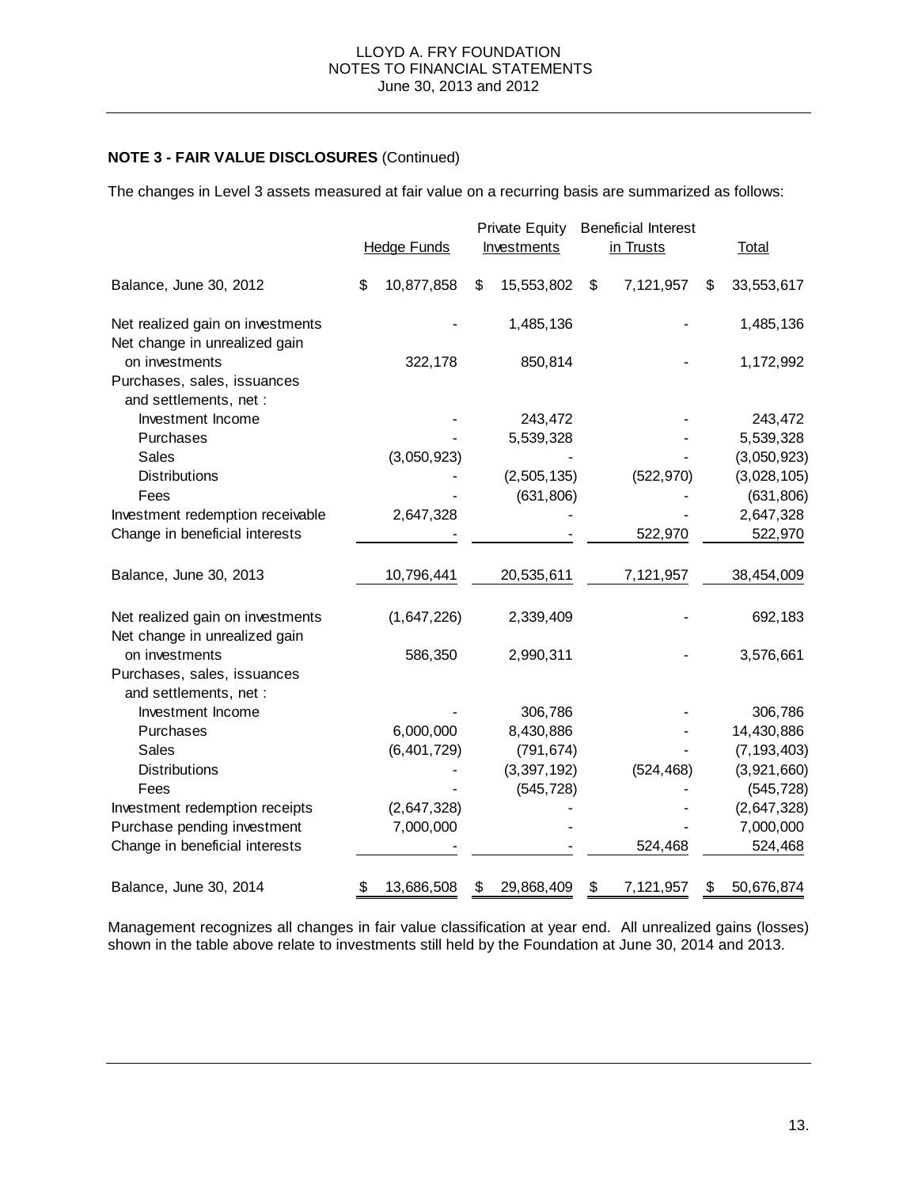**NOTE 3 - FAIR VALUE DISCLOSURES** (Continued)

The changes in Level 3 assets measured at fair value on a recurring basis are summarized as follows:

| | Hedge Funds | Private Equity Investments | Beneficial Interest in Trusts | Total |
|---|---|---|---|---|
| Balance, June 30, 2012 | $ 10,877,858 | $ 15,553,802 | $ 7,121,957 | $ 33,553,617 |
| Net realized gain on investments | - | 1,485,136 | - | 1,485,136 |
| Net change in unrealized gain on investments | 322,178 | 850,814 | - | 1,172,992 |
| Purchases, sales, issuances and settlements, net : | | | | |
| Investment Income | - | 243,472 | - | 243,472 |
| Purchases | - | 5,539,328 | - | 5,539,328 |
| Sales | (3,050,923) | - | - | (3,050,923) |
| Distributions | - | (2,505,135) | (522,970) | (3,028,105) |
| Fees | - | (631,806) | - | (631,806) |
| Investment redemption receivable | 2,647,328 | - | - | 2,647,328 |
| Change in beneficial interests | - | - | 522,970 | 522,970 |
| Balance, June 30, 2013 | 10,796,441 | 20,535,611 | 7,121,957 | 38,454,009 |
| Net realized gain on investments | (1,647,226) | 2,339,409 | - | 692,183 |
| Net change in unrealized gain on investments | 586,350 | 2,990,311 | - | 3,576,661 |
| Purchases, sales, issuances and settlements, net : | | | | |
| Investment Income | - | 306,786 | - | 306,786 |
| Purchases | 6,000,000 | 8,430,886 | - | 14,430,886 |
| Sales | (6,401,729) | (791,674) | - | (7,193,403) |
| Distributions | - | (3,397,192) | (524,468) | (3,921,660) |
| Fees | - | (545,728) | - | (545,728) |
| Investment redemption receipts | (2,647,328) | - | - | (2,647,328) |
| Purchase pending investment | 7,000,000 | - | - | 7,000,000 |
| Change in beneficial interests | - | - | 524,468 | 524,468 |
| Balance, June 30, 2014 | $ 13,686,508 | $ 29,868,409 | $ 7,121,957 | $ 50,676,874 |

Management recognizes all changes in fair value classification at year end. All unrealized gains (losses) shown in the table above relate to investments still held by the Foundation at June 30, 2014 and 2013.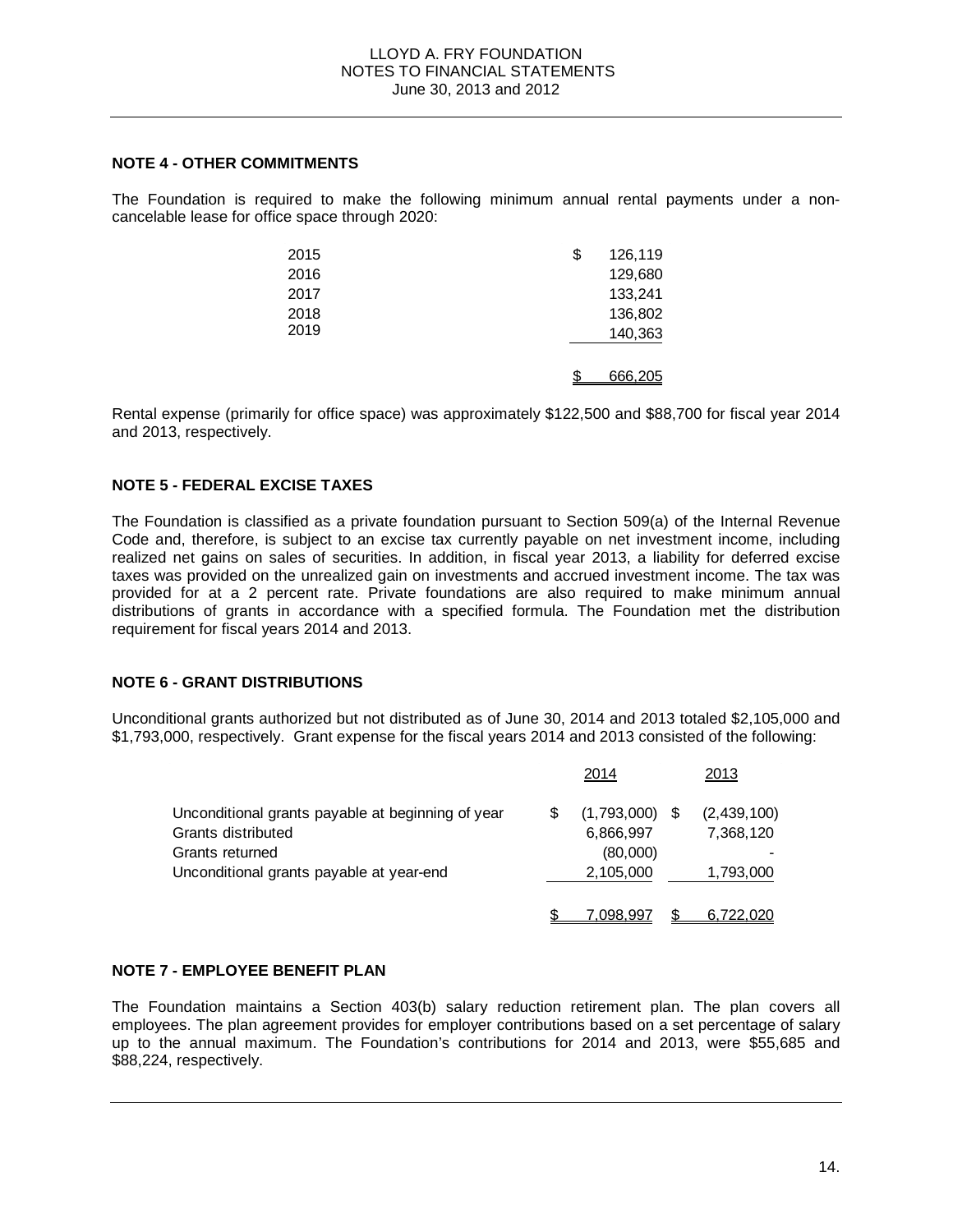## NOTE 4 - OTHER COMMITMENTS

The Foundation is required to make the following minimum annual rental payments under a non-cancelable lease for office space through 2020:

| | |
|---|---|
| 2015 | $ 126,119 |
| 2016 | 129,680 |
| 2017 | 133,241 |
| 2018 | 136,802 |
| 2019 | 140,363 |
| | $ 666,205 |

Rental expense (primarily for office space) was approximately $122,500 and $88,700 for fiscal year 2014 and 2013, respectively.

## NOTE 5 - FEDERAL EXCISE TAXES

The Foundation is classified as a private foundation pursuant to Section 509(a) of the Internal Revenue Code and, therefore, is subject to an excise tax currently payable on net investment income, including realized net gains on sales of securities. In addition, in fiscal year 2013, a liability for deferred excise taxes was provided on the unrealized gain on investments and accrued investment income. The tax was provided for at a 2 percent rate. Private foundations are also required to make minimum annual distributions of grants in accordance with a specified formula. The Foundation met the distribution requirement for fiscal years 2014 and 2013.

## NOTE 6 - GRANT DISTRIBUTIONS

Unconditional grants authorized but not distributed as of June 30, 2014 and 2013 totaled $2,105,000 and $1,793,000, respectively. Grant expense for the fiscal years 2014 and 2013 consisted of the following:

| | 2014 | 2013 |
|---|---|---|
| Unconditional grants payable at beginning of year | $ (1,793,000) | $ (2,439,100) |
| Grants distributed | 6,866,997 | 7,368,120 |
| Grants returned | (80,000) | - |
| Unconditional grants payable at year-end | 2,105,000 | 1,793,000 |
| | $ 7,098,997 | $ 6,722,020 |

## NOTE 7 - EMPLOYEE BENEFIT PLAN

The Foundation maintains a Section 403(b) salary reduction retirement plan. The plan covers all employees. The plan agreement provides for employer contributions based on a set percentage of salary up to the annual maximum. The Foundation's contributions for 2014 and 2013, were $55,685 and $88,224, respectively.